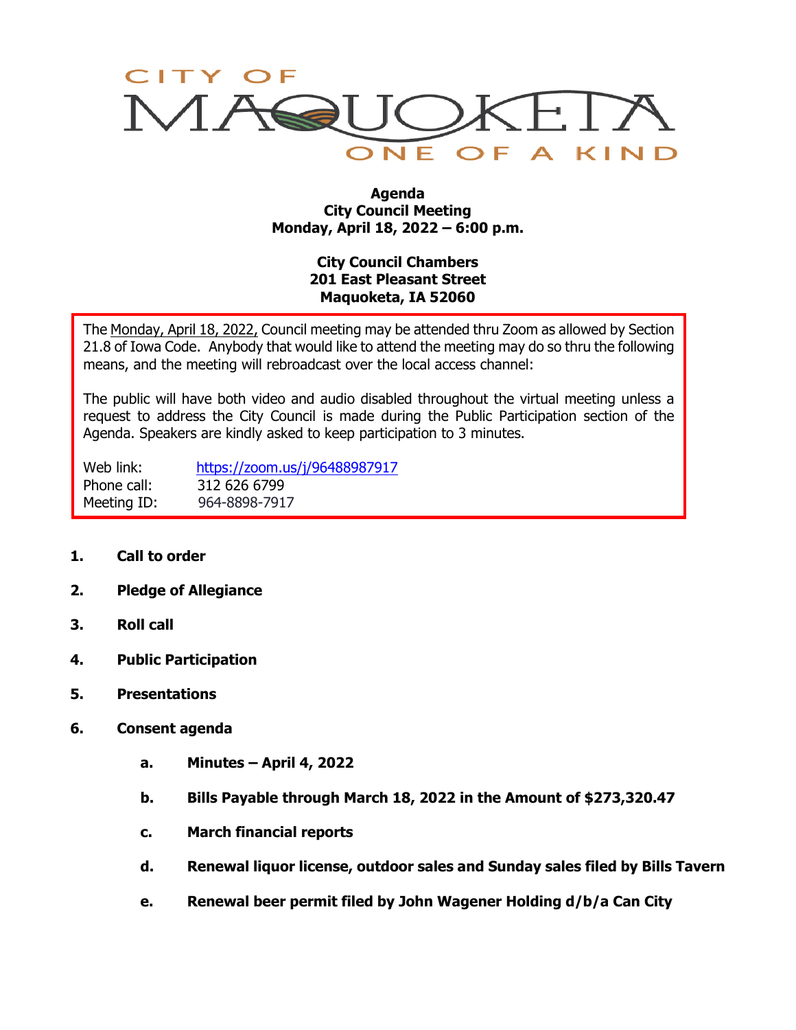CITY OF MAQUOKETA
ONE OF A KIND

**Agenda**
**City Council Meeting**
**Monday, April 18, 2022 – 6:00 p.m.**

**City Council Chambers**
**201 East Pleasant Street**
**Maquoketa, IA 52060**

The Monday, April 18, 2022, Council meeting may be attended thru Zoom as allowed by Section 21.8 of Iowa Code. Anybody that would like to attend the meeting may do so thru the following means, and the meeting will rebroadcast over the local access channel:

The public will have both video and audio disabled throughout the virtual meeting unless a request to address the City Council is made during the Public Participation section of the Agenda. Speakers are kindly asked to keep participation to 3 minutes.

Web link: https://zoom.us/j/96488987917
Phone call: 312 626 6799
Meeting ID: 964-8898-7917

1. **Call to order**
2. **Pledge of Allegiance**
3. **Roll call**
4. **Public Participation**
5. **Presentations**
6. **Consent agenda**
   a. **Minutes – April 4, 2022**
   b. **Bills Payable through March 18, 2022 in the Amount of $273,320.47**
   c. **March financial reports**
   d. **Renewal liquor license, outdoor sales and Sunday sales filed by Bills Tavern**
   e. **Renewal beer permit filed by John Wagener Holding d/b/a Can City**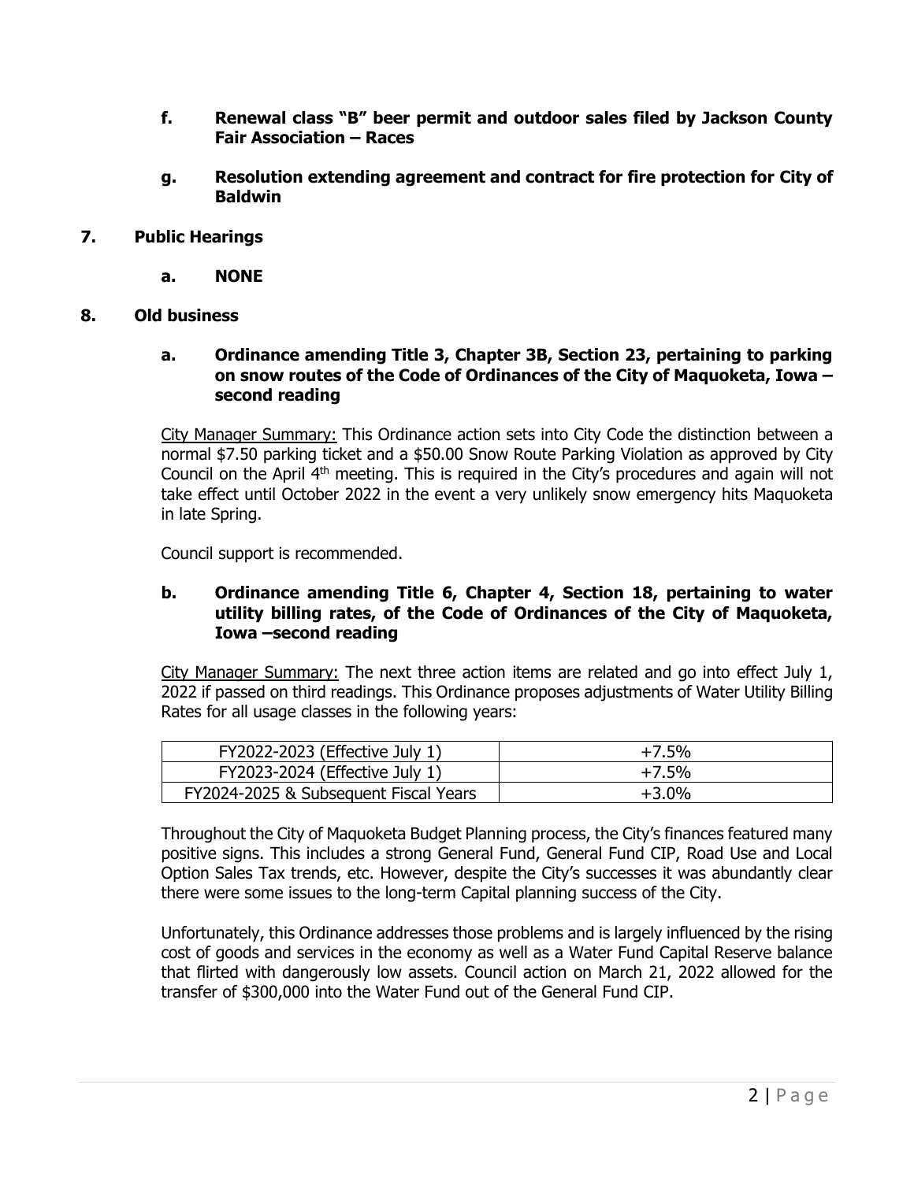**f. Renewal class "B" beer permit and outdoor sales filed by Jackson County Fair Association – Races**

**g. Resolution extending agreement and contract for fire protection for City of Baldwin**

**7. Public Hearings**

**a. NONE**

**8. Old business**

**a. Ordinance amending Title 3, Chapter 3B, Section 23, pertaining to parking on snow routes of the Code of Ordinances of the City of Maquoketa, Iowa – second reading**

City Manager Summary: This Ordinance action sets into City Code the distinction between a normal $7.50 parking ticket and a $50.00 Snow Route Parking Violation as approved by City Council on the April 4th meeting. This is required in the City's procedures and again will not take effect until October 2022 in the event a very unlikely snow emergency hits Maquoketa in late Spring.

Council support is recommended.

**b. Ordinance amending Title 6, Chapter 4, Section 18, pertaining to water utility billing rates, of the Code of Ordinances of the City of Maquoketa, Iowa –second reading**

City Manager Summary: The next three action items are related and go into effect July 1, 2022 if passed on third readings. This Ordinance proposes adjustments of Water Utility Billing Rates for all usage classes in the following years:

| FY2022-2023 (Effective July 1) | +7.5% |
|---|---|
| FY2023-2024 (Effective July 1) | +7.5% |
| FY2024-2025 & Subsequent Fiscal Years | +3.0% |

Throughout the City of Maquoketa Budget Planning process, the City's finances featured many positive signs. This includes a strong General Fund, General Fund CIP, Road Use and Local Option Sales Tax trends, etc. However, despite the City's successes it was abundantly clear there were some issues to the long-term Capital planning success of the City.

Unfortunately, this Ordinance addresses those problems and is largely influenced by the rising cost of goods and services in the economy as well as a Water Fund Capital Reserve balance that flirted with dangerously low assets. Council action on March 21, 2022 allowed for the transfer of $300,000 into the Water Fund out of the General Fund CIP.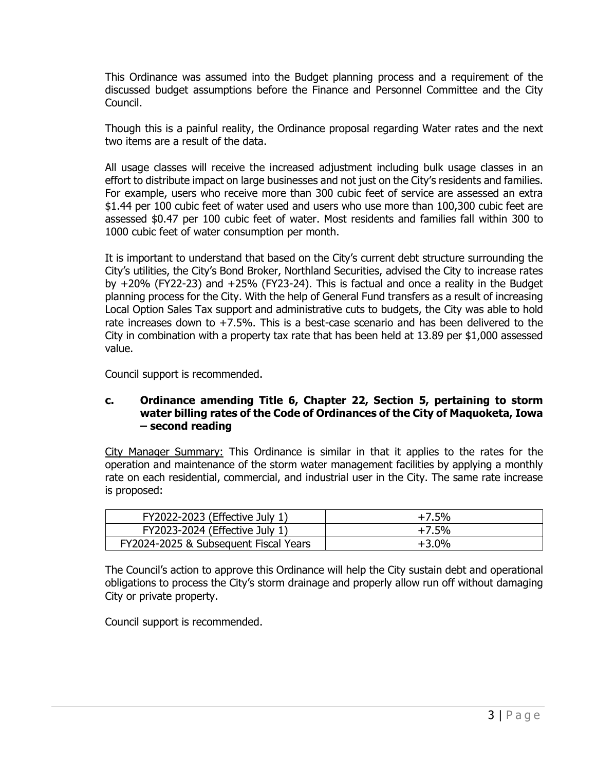This Ordinance was assumed into the Budget planning process and a requirement of the discussed budget assumptions before the Finance and Personnel Committee and the City Council.

Though this is a painful reality, the Ordinance proposal regarding Water rates and the next two items are a result of the data.

All usage classes will receive the increased adjustment including bulk usage classes in an effort to distribute impact on large businesses and not just on the City's residents and families. For example, users who receive more than 300 cubic feet of service are assessed an extra $1.44 per 100 cubic feet of water used and users who use more than 100,300 cubic feet are assessed $0.47 per 100 cubic feet of water. Most residents and families fall within 300 to 1000 cubic feet of water consumption per month.

It is important to understand that based on the City's current debt structure surrounding the City's utilities, the City's Bond Broker, Northland Securities, advised the City to increase rates by +20% (FY22-23) and +25% (FY23-24). This is factual and once a reality in the Budget planning process for the City. With the help of General Fund transfers as a result of increasing Local Option Sales Tax support and administrative cuts to budgets, the City was able to hold rate increases down to +7.5%. This is a best-case scenario and has been delivered to the City in combination with a property tax rate that has been held at 13.89 per $1,000 assessed value.

Council support is recommended.

### c. Ordinance amending Title 6, Chapter 22, Section 5, pertaining to storm water billing rates of the Code of Ordinances of the City of Maquoketa, Iowa – second reading

City Manager Summary: This Ordinance is similar in that it applies to the rates for the operation and maintenance of the storm water management facilities by applying a monthly rate on each residential, commercial, and industrial user in the City. The same rate increase is proposed:

| | |
|---|---|
| FY2022-2023 (Effective July 1) | +7.5% |
| FY2023-2024 (Effective July 1) | +7.5% |
| FY2024-2025 & Subsequent Fiscal Years | +3.0% |

The Council's action to approve this Ordinance will help the City sustain debt and operational obligations to process the City's storm drainage and properly allow run off without damaging City or private property.

Council support is recommended.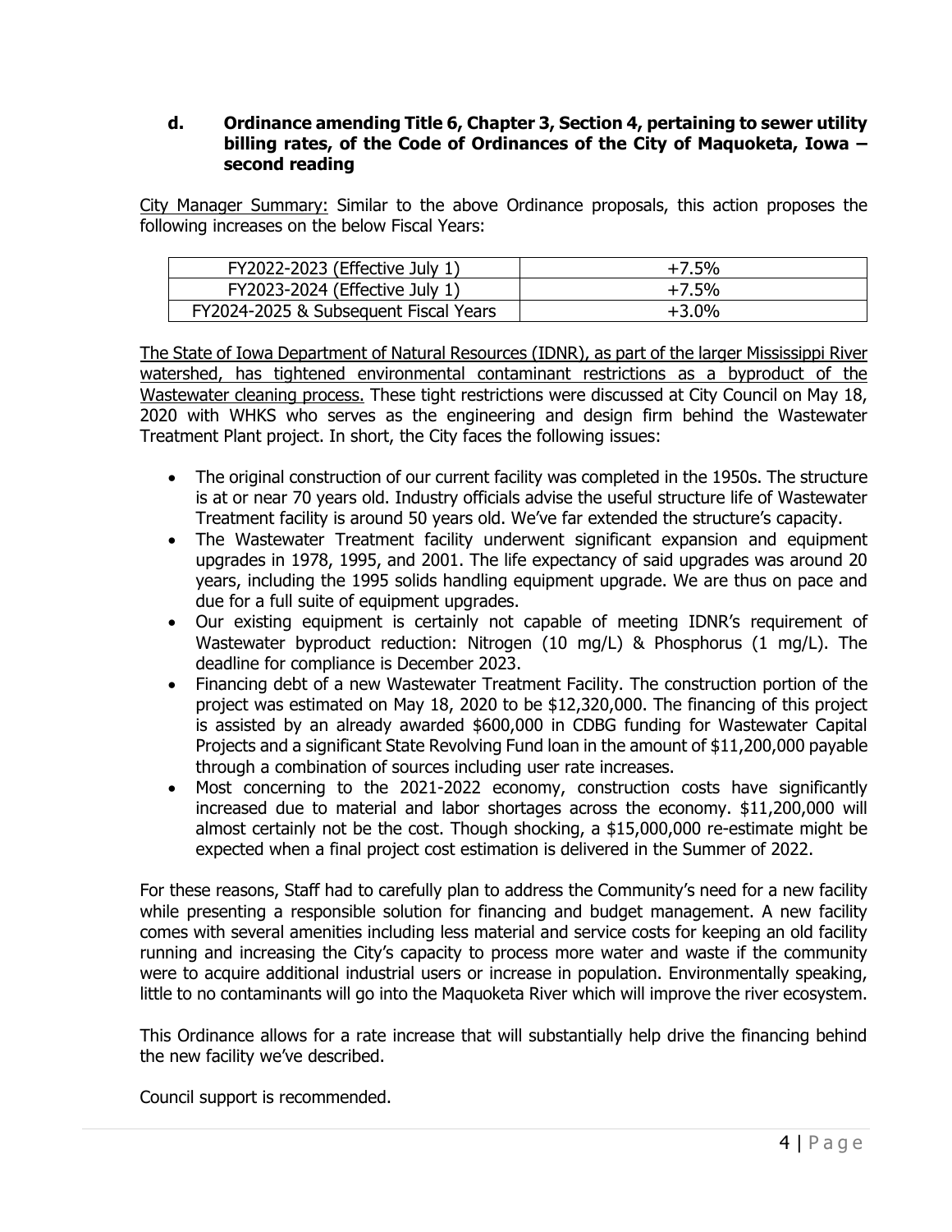**d. Ordinance amending Title 6, Chapter 3, Section 4, pertaining to sewer utility billing rates, of the Code of Ordinances of the City of Maquoketa, Iowa – second reading**

City Manager Summary: Similar to the above Ordinance proposals, this action proposes the following increases on the below Fiscal Years:

| FY2022-2023 (Effective July 1) | +7.5% |
|---|---|
| FY2023-2024 (Effective July 1) | +7.5% |
| FY2024-2025 & Subsequent Fiscal Years | +3.0% |

The State of Iowa Department of Natural Resources (IDNR), as part of the larger Mississippi River watershed, has tightened environmental contaminant restrictions as a byproduct of the Wastewater cleaning process. These tight restrictions were discussed at City Council on May 18, 2020 with WHKS who serves as the engineering and design firm behind the Wastewater Treatment Plant project. In short, the City faces the following issues:

- The original construction of our current facility was completed in the 1950s. The structure is at or near 70 years old. Industry officials advise the useful structure life of Wastewater Treatment facility is around 50 years old. We've far extended the structure's capacity.
- The Wastewater Treatment facility underwent significant expansion and equipment upgrades in 1978, 1995, and 2001. The life expectancy of said upgrades was around 20 years, including the 1995 solids handling equipment upgrade. We are thus on pace and due for a full suite of equipment upgrades.
- Our existing equipment is certainly not capable of meeting IDNR's requirement of Wastewater byproduct reduction: Nitrogen (10 mg/L) & Phosphorus (1 mg/L). The deadline for compliance is December 2023.
- Financing debt of a new Wastewater Treatment Facility. The construction portion of the project was estimated on May 18, 2020 to be $12,320,000. The financing of this project is assisted by an already awarded $600,000 in CDBG funding for Wastewater Capital Projects and a significant State Revolving Fund loan in the amount of $11,200,000 payable through a combination of sources including user rate increases.
- Most concerning to the 2021-2022 economy, construction costs have significantly increased due to material and labor shortages across the economy. $11,200,000 will almost certainly not be the cost. Though shocking, a $15,000,000 re-estimate might be expected when a final project cost estimation is delivered in the Summer of 2022.

For these reasons, Staff had to carefully plan to address the Community's need for a new facility while presenting a responsible solution for financing and budget management. A new facility comes with several amenities including less material and service costs for keeping an old facility running and increasing the City's capacity to process more water and waste if the community were to acquire additional industrial users or increase in population. Environmentally speaking, little to no contaminants will go into the Maquoketa River which will improve the river ecosystem.

This Ordinance allows for a rate increase that will substantially help drive the financing behind the new facility we've described.

Council support is recommended.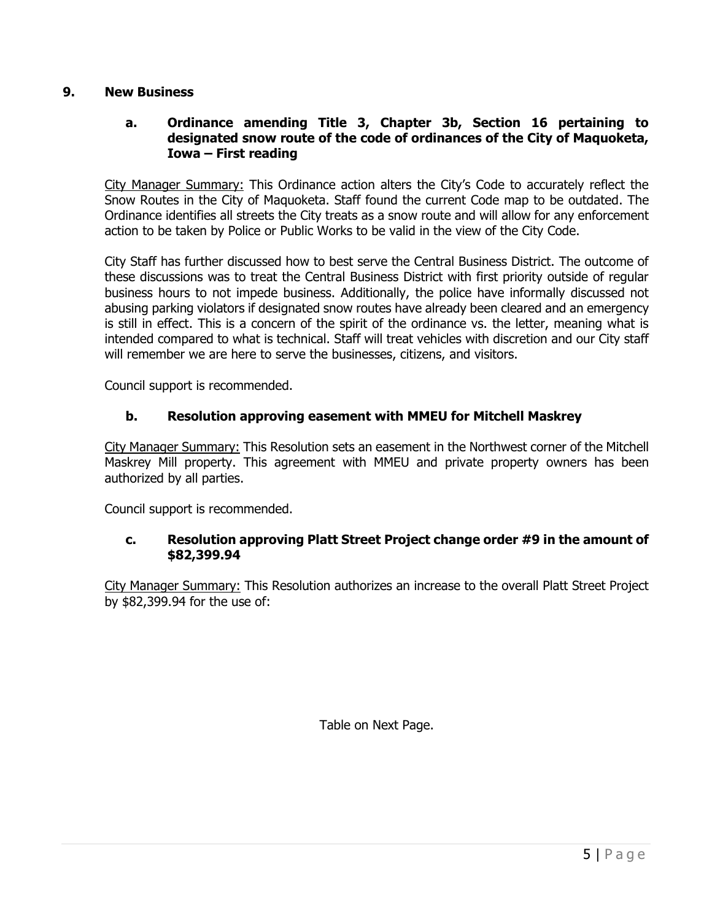## 9. New Business

### a. Ordinance amending Title 3, Chapter 3b, Section 16 pertaining to designated snow route of the code of ordinances of the City of Maquoketa, Iowa – First reading

City Manager Summary: This Ordinance action alters the City's Code to accurately reflect the Snow Routes in the City of Maquoketa. Staff found the current Code map to be outdated. The Ordinance identifies all streets the City treats as a snow route and will allow for any enforcement action to be taken by Police or Public Works to be valid in the view of the City Code.

City Staff has further discussed how to best serve the Central Business District. The outcome of these discussions was to treat the Central Business District with first priority outside of regular business hours to not impede business. Additionally, the police have informally discussed not abusing parking violators if designated snow routes have already been cleared and an emergency is still in effect. This is a concern of the spirit of the ordinance vs. the letter, meaning what is intended compared to what is technical. Staff will treat vehicles with discretion and our City staff will remember we are here to serve the businesses, citizens, and visitors.

Council support is recommended.

### b. Resolution approving easement with MMEU for Mitchell Maskrey

City Manager Summary: This Resolution sets an easement in the Northwest corner of the Mitchell Maskrey Mill property. This agreement with MMEU and private property owners has been authorized by all parties.

Council support is recommended.

### c. Resolution approving Platt Street Project change order #9 in the amount of $82,399.94

City Manager Summary: This Resolution authorizes an increase to the overall Platt Street Project by $82,399.94 for the use of:

Table on Next Page.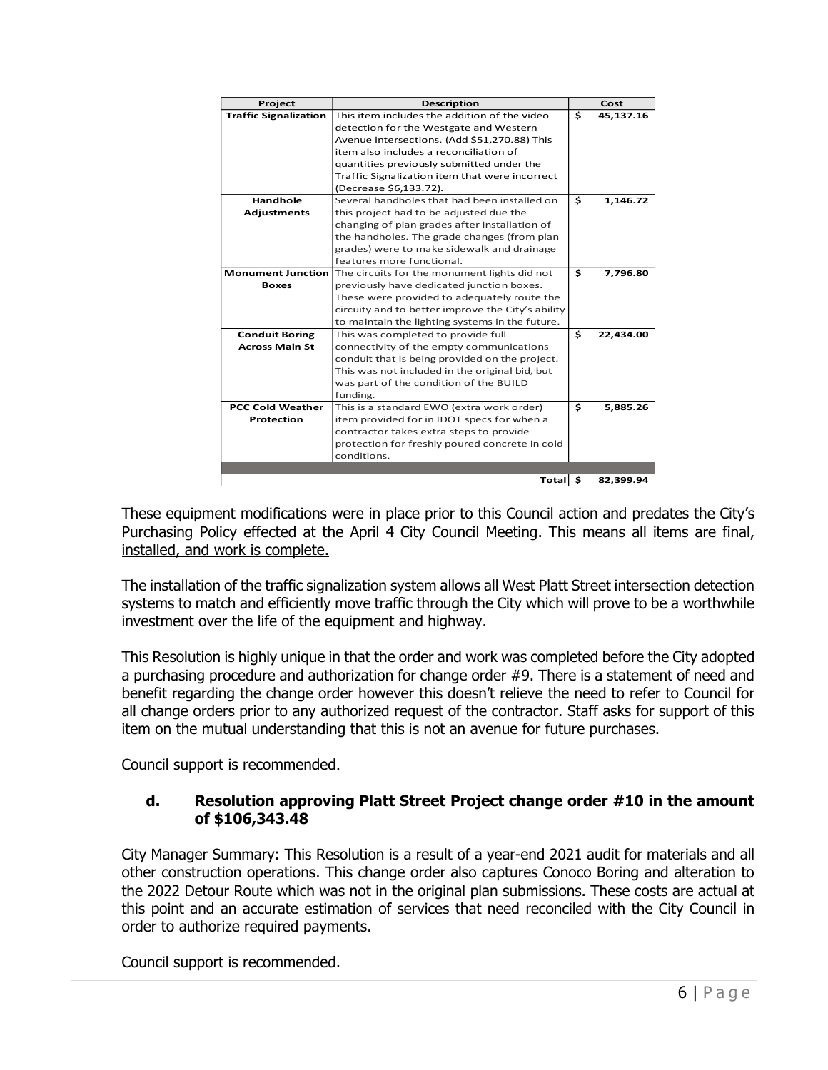| Project | Description | Cost |
|---|---|---|
| **Traffic Signalization** | This item includes the addition of the video detection for the Westgate and Western Avenue intersections. (Add $51,270.88) This item also includes a reconciliation of quantities previously submitted under the Traffic Signalization item that were incorrect (Decrease $6,133.72). | $ 45,137.16 |
| **Handhole Adjustments** | Several handholes that had been installed on this project had to be adjusted due the changing of plan grades after installation of the handholes. The grade changes (from plan grades) were to make sidewalk and drainage features more functional. | $ 1,146.72 |
| **Monument Junction Boxes** | The circuits for the monument lights did not previously have dedicated junction boxes. These were provided to adequately route the circuity and to better improve the City's ability to maintain the lighting systems in the future. | $ 7,796.80 |
| **Conduit Boring Across Main St** | This was completed to provide full connectivity of the empty communications conduit that is being provided on the project. This was not included in the original bid, but was part of the condition of the BUILD funding. | $ 22,434.00 |
| **PCC Cold Weather Protection** | This is a standard EWO (extra work order) item provided for in IDOT specs for when a contractor takes extra steps to provide protection for freshly poured concrete in cold conditions. | $ 5,885.26 |
| | | |
| | **Total** | **$ 82,399.94** |

These equipment modifications were in place prior to this Council action and predates the City's Purchasing Policy effected at the April 4 City Council Meeting. This means all items are final, installed, and work is complete.

The installation of the traffic signalization system allows all West Platt Street intersection detection systems to match and efficiently move traffic through the City which will prove to be a worthwhile investment over the life of the equipment and highway.

This Resolution is highly unique in that the order and work was completed before the City adopted a purchasing procedure and authorization for change order #9. There is a statement of need and benefit regarding the change order however this doesn't relieve the need to refer to Council for all change orders prior to any authorized request of the contractor. Staff asks for support of this item on the mutual understanding that this is not an avenue for future purchases.

Council support is recommended.

### d. Resolution approving Platt Street Project change order #10 in the amount of $106,343.48

City Manager Summary: This Resolution is a result of a year-end 2021 audit for materials and all other construction operations. This change order also captures Conoco Boring and alteration to the 2022 Detour Route which was not in the original plan submissions. These costs are actual at this point and an accurate estimation of services that need reconciled with the City Council in order to authorize required payments.

Council support is recommended.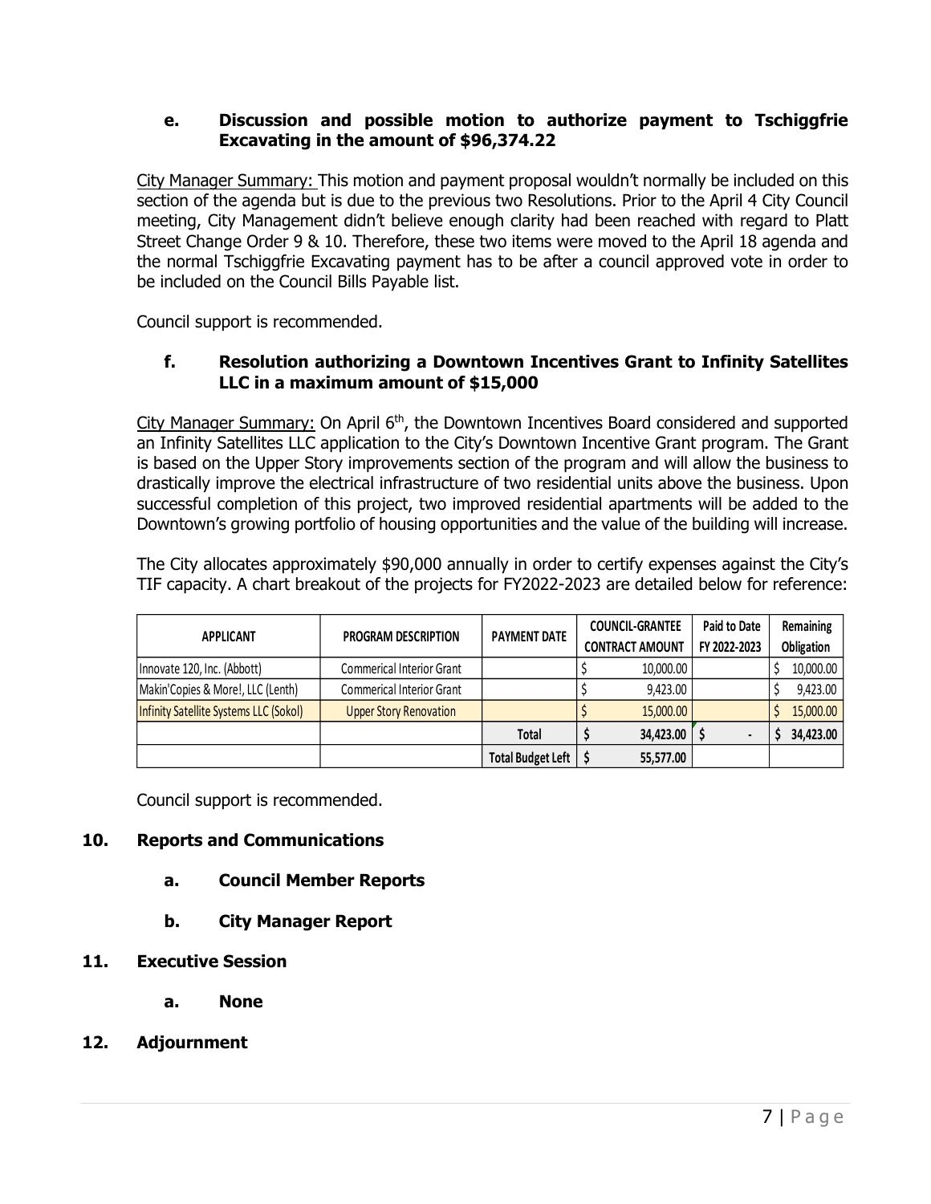**e. Discussion and possible motion to authorize payment to Tschiggfrie Excavating in the amount of $96,374.22**

City Manager Summary: This motion and payment proposal wouldn't normally be included on this section of the agenda but is due to the previous two Resolutions. Prior to the April 4 City Council meeting, City Management didn't believe enough clarity had been reached with regard to Platt Street Change Order 9 & 10. Therefore, these two items were moved to the April 18 agenda and the normal Tschiggfrie Excavating payment has to be after a council approved vote in order to be included on the Council Bills Payable list.

Council support is recommended.

**f. Resolution authorizing a Downtown Incentives Grant to Infinity Satellites LLC in a maximum amount of $15,000**

City Manager Summary: On April 6th, the Downtown Incentives Board considered and supported an Infinity Satellites LLC application to the City's Downtown Incentive Grant program. The Grant is based on the Upper Story improvements section of the program and will allow the business to drastically improve the electrical infrastructure of two residential units above the business. Upon successful completion of this project, two improved residential apartments will be added to the Downtown's growing portfolio of housing opportunities and the value of the building will increase.

The City allocates approximately $90,000 annually in order to certify expenses against the City's TIF capacity. A chart breakout of the projects for FY2022-2023 are detailed below for reference:

| APPLICANT | PROGRAM DESCRIPTION | PAYMENT DATE | COUNCIL-GRANTEE CONTRACT AMOUNT | Paid to Date FY 2022-2023 | Remaining Obligation |
|---|---|---|---|---|---|
| Innovate 120, Inc. (Abbott) | Commerical Interior Grant | | $ 10,000.00 | | $ 10,000.00 |
| Makin'Copies & More!, LLC (Lenth) | Commerical Interior Grant | | $ 9,423.00 | | $ 9,423.00 |
| Infinity Satellite Systems LLC (Sokol) | Upper Story Renovation | | $ 15,000.00 | | $ 15,000.00 |
| | | **Total** | **$ 34,423.00** | **$ -** | **$ 34,423.00** |
| | | **Total Budget Left** | **$ 55,577.00** | | |

Council support is recommended.

**10. Reports and Communications**

**a. Council Member Reports**

**b. City Manager Report**

**11. Executive Session**

**a. None**

**12. Adjournment**